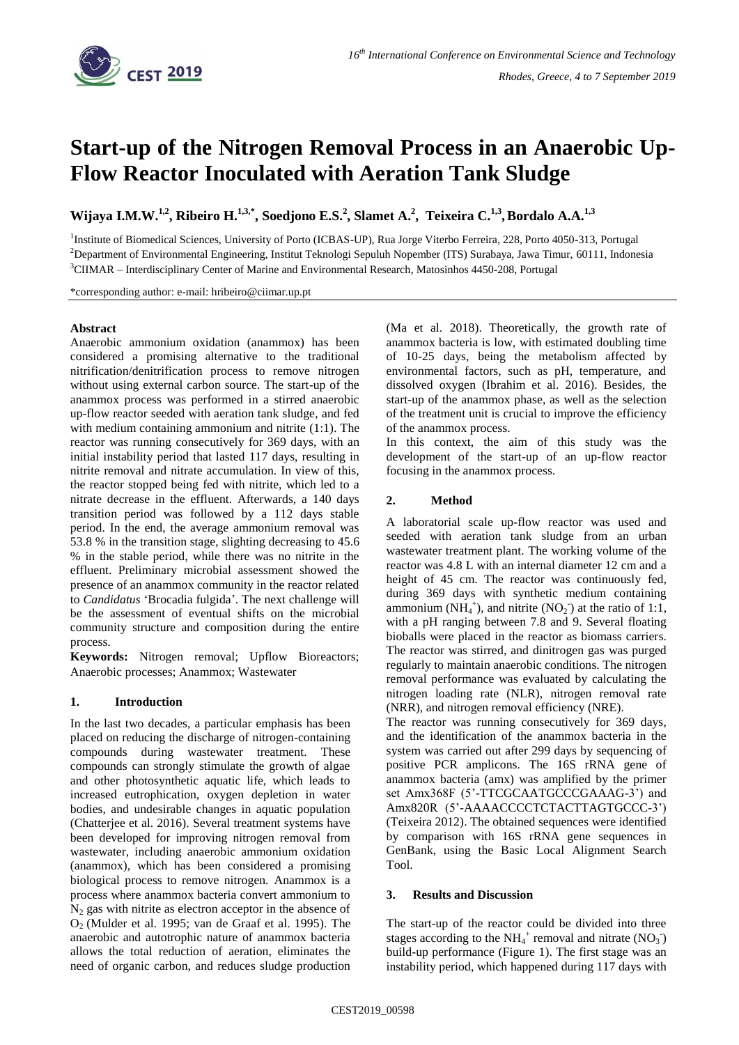# Start-up of the Nitrogen Removal Process in an Anaerobic Up-Flow Reactor Inoculated with Aeration Tank Sludge

**Wijaya I.M.W.[1,2], Ribeiro H.[1,3,*], Soedjono E.S.[2], Slamet A.[2], Teixeira C.[1,3], Bordalo A.A.[1,3]**

[1]Institute of Biomedical Sciences, University of Porto (ICBAS-UP), Rua Jorge Viterbo Ferreira, 228, Porto 4050-313, Portugal
[2]Department of Environmental Engineering, Institut Teknologi Sepuluh Nopember (ITS) Surabaya, Jawa Timur, 60111, Indonesia
[3]CIIMAR – Interdisciplinary Center of Marine and Environmental Research, Matosinhos 4450-208, Portugal

*corresponding author: e-mail: hribeiro@ciimar.up.pt

**Abstract**

Anaerobic ammonium oxidation (anammox) has been considered a promising alternative to the traditional nitrification/denitrification process to remove nitrogen without using external carbon source. The start-up of the anammox process was performed in a stirred anaerobic up-flow reactor seeded with aeration tank sludge, and fed with medium containing ammonium and nitrite (1:1). The reactor was running consecutively for 369 days, with an initial instability period that lasted 117 days, resulting in nitrite removal and nitrate accumulation. In view of this, the reactor stopped being fed with nitrite, which led to a nitrate decrease in the effluent. Afterwards, a 140 days transition period was followed by a 112 days stable period. In the end, the average ammonium removal was 53.8 % in the transition stage, slighting decreasing to 45.6 % in the stable period, while there was no nitrite in the effluent. Preliminary microbial assessment showed the presence of an anammox community in the reactor related to *Candidatus* 'Brocadia fulgida'. The next challenge will be the assessment of eventual shifts on the microbial community structure and composition during the entire process.

**Keywords:** Nitrogen removal; Upflow Bioreactors; Anaerobic processes; Anammox; Wastewater

## 1. Introduction

In the last two decades, a particular emphasis has been placed on reducing the discharge of nitrogen-containing compounds during wastewater treatment. These compounds can strongly stimulate the growth of algae and other photosynthetic aquatic life, which leads to increased eutrophication, oxygen depletion in water bodies, and undesirable changes in aquatic population (Chatterjee et al. 2016). Several treatment systems have been developed for improving nitrogen removal from wastewater, including anaerobic ammonium oxidation (anammox), which has been considered a promising biological process to remove nitrogen. Anammox is a process where anammox bacteria convert ammonium to $N_2$ gas with nitrite as electron acceptor in the absence of $O_2$ (Mulder et al. 1995; van de Graaf et al. 1995). The anaerobic and autotrophic nature of anammox bacteria allows the total reduction of aeration, eliminates the need of organic carbon, and reduces sludge production (Ma et al. 2018). Theoretically, the growth rate of anammox bacteria is low, with estimated doubling time of 10-25 days, being the metabolism affected by environmental factors, such as pH, temperature, and dissolved oxygen (Ibrahim et al. 2016). Besides, the start-up of the anammox phase, as well as the selection of the treatment unit is crucial to improve the efficiency of the anammox process.

In this context, the aim of this study was the development of the start-up of an up-flow reactor focusing in the anammox process.

## 2. Method

A laboratorial scale up-flow reactor was used and seeded with aeration tank sludge from an urban wastewater treatment plant. The working volume of the reactor was 4.8 L with an internal diameter 12 cm and a height of 45 cm. The reactor was continuously fed, during 369 days with synthetic medium containing ammonium ($NH_4^+$), and nitrite ($NO_2^-$) at the ratio of 1:1, with a pH ranging between 7.8 and 9. Several floating bioballs were placed in the reactor as biomass carriers. The reactor was stirred, and dinitrogen gas was purged regularly to maintain anaerobic conditions. The nitrogen removal performance was evaluated by calculating the nitrogen loading rate (NLR), nitrogen removal rate (NRR), and nitrogen removal efficiency (NRE).

The reactor was running consecutively for 369 days, and the identification of the anammox bacteria in the system was carried out after 299 days by sequencing of positive PCR amplicons. The 16S rRNA gene of anammox bacteria (amx) was amplified by the primer set Amx368F (5'-TTCGCAATGCCCGAAAG-3') and Amx820R (5'-AAAACCCCTCTACTTAGTGCCC-3') (Teixeira 2012). The obtained sequences were identified by comparison with 16S rRNA gene sequences in GenBank, using the Basic Local Alignment Search Tool.

## 3. Results and Discussion

The start-up of the reactor could be divided into three stages according to the $NH_4^+$ removal and nitrate ($NO_3^-$) build-up performance (Figure 1). The first stage was an instability period, which happened during 117 days with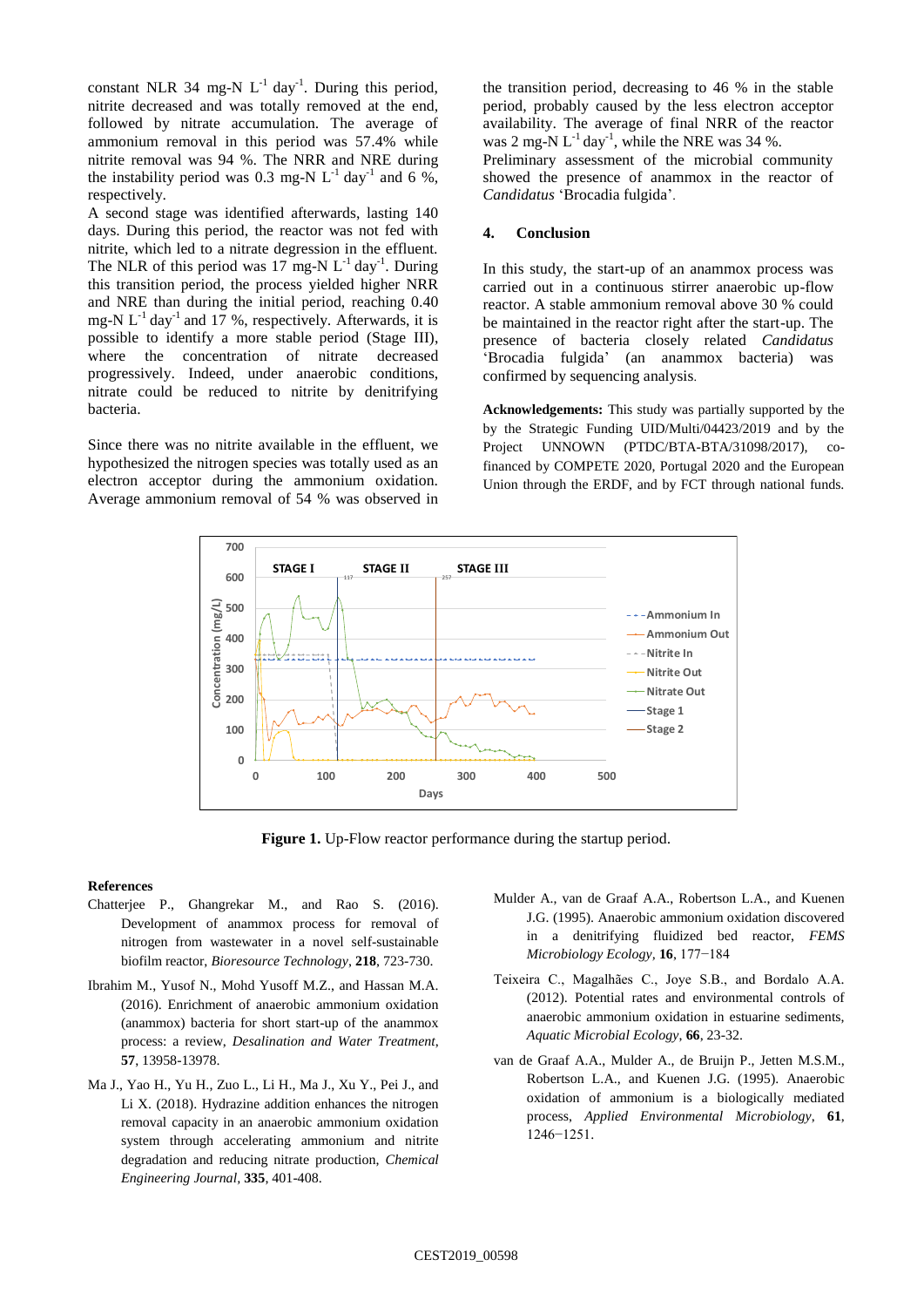constant NLR 34 mg-N $L^{-1}$ $day^{-1}$. During this period, nitrite decreased and was totally removed at the end, followed by nitrate accumulation. The average of ammonium removal in this period was 57.4% while nitrite removal was 94 %. The NRR and NRE during the instability period was 0.3 mg-N $L^{-1}$ $day^{-1}$ and 6 %, respectively.

A second stage was identified afterwards, lasting 140 days. During this period, the reactor was not fed with nitrite, which led to a nitrate degression in the effluent. The NLR of this period was 17 mg-N $L^{-1}$ $day^{-1}$. During this transition period, the process yielded higher NRR and NRE than during the initial period, reaching 0.40 mg-N $L^{-1}$ $day^{-1}$ and 17 %, respectively. Afterwards, it is possible to identify a more stable period (Stage III), where the concentration of nitrate decreased progressively. Indeed, under anaerobic conditions, nitrate could be reduced to nitrite by denitrifying bacteria.

Since there was no nitrite available in the effluent, we hypothesized the nitrogen species was totally used as an electron acceptor during the ammonium oxidation. Average ammonium removal of 54 % was observed in the transition period, decreasing to 46 % in the stable period, probably caused by the less electron acceptor availability. The average of final NRR of the reactor was 2 mg-N $L^{-1}$ $day^{-1}$, while the NRE was 34 %.

Preliminary assessment of the microbial community showed the presence of anammox in the reactor of *Candidatus* 'Brocadia fulgida'.

## 4. Conclusion

In this study, the start-up of an anammox process was carried out in a continuous stirrer anaerobic up-flow reactor. A stable ammonium removal above 30 % could be maintained in the reactor right after the start-up. The presence of bacteria closely related *Candidatus* 'Brocadia fulgida' (an anammox bacteria) was confirmed by sequencing analysis.

**Acknowledgements:** This study was partially supported by the by the Strategic Funding UID/Multi/04423/2019 and by the Project UNOWN (PTDC/BTA-BTA/31098/2017), co-financed by COMPETE 2020, Portugal 2020 and the European Union through the ERDF, and by FCT through national funds.

STAGE I
STAGE II
STAGE III
117
257
700
600
500
400
300
200
100
0
Concentration (mg/L)
0
100
200
300
400
500
Days
Ammonium In
Ammonium Out
Nitrite In
Nitrite Out
Nitrate Out
Stage 1
Stage 2

**Figure 1.** Up-Flow reactor performance during the startup period.

**References**

Chatterjee P., Ghangrekar M., and Rao S. (2016). Development of anammox process for removal of nitrogen from wastewater in a novel self-sustainable biofilm reactor, *Bioresource Technology*, **218**, 723-730.

Ibrahim M., Yusof N., Mohd Yusoff M.Z., and Hassan M.A. (2016). Enrichment of anaerobic ammonium oxidation (anammox) bacteria for short start-up of the anammox process: a review, *Desalination and Water Treatment*, **57**, 13958-13978.

Ma J., Yao H., Yu H., Zuo L., Li H., Ma J., Xu Y., Pei J., and Li X. (2018). Hydrazine addition enhances the nitrogen removal capacity in an anaerobic ammonium oxidation system through accelerating ammonium and nitrite degradation and reducing nitrate production, *Chemical Engineering Journal*, **335**, 401-408.

Mulder A., van de Graaf A.A., Robertson L.A., and Kuenen J.G. (1995). Anaerobic ammonium oxidation discovered in a denitrifying fluidized bed reactor, *FEMS Microbiology Ecology*, **16**, 177−184

Teixeira C., Magalhães C., Joye S.B., and Bordalo A.A. (2012). Potential rates and environmental controls of anaerobic ammonium oxidation in estuarine sediments, *Aquatic Microbial Ecology*, **66**, 23-32.

van de Graaf A.A., Mulder A., de Bruijn P., Jetten M.S.M., Robertson L.A., and Kuenen J.G. (1995). Anaerobic oxidation of ammonium is a biologically mediated process, *Applied Environmental Microbiology*, **61**, 1246−1251.